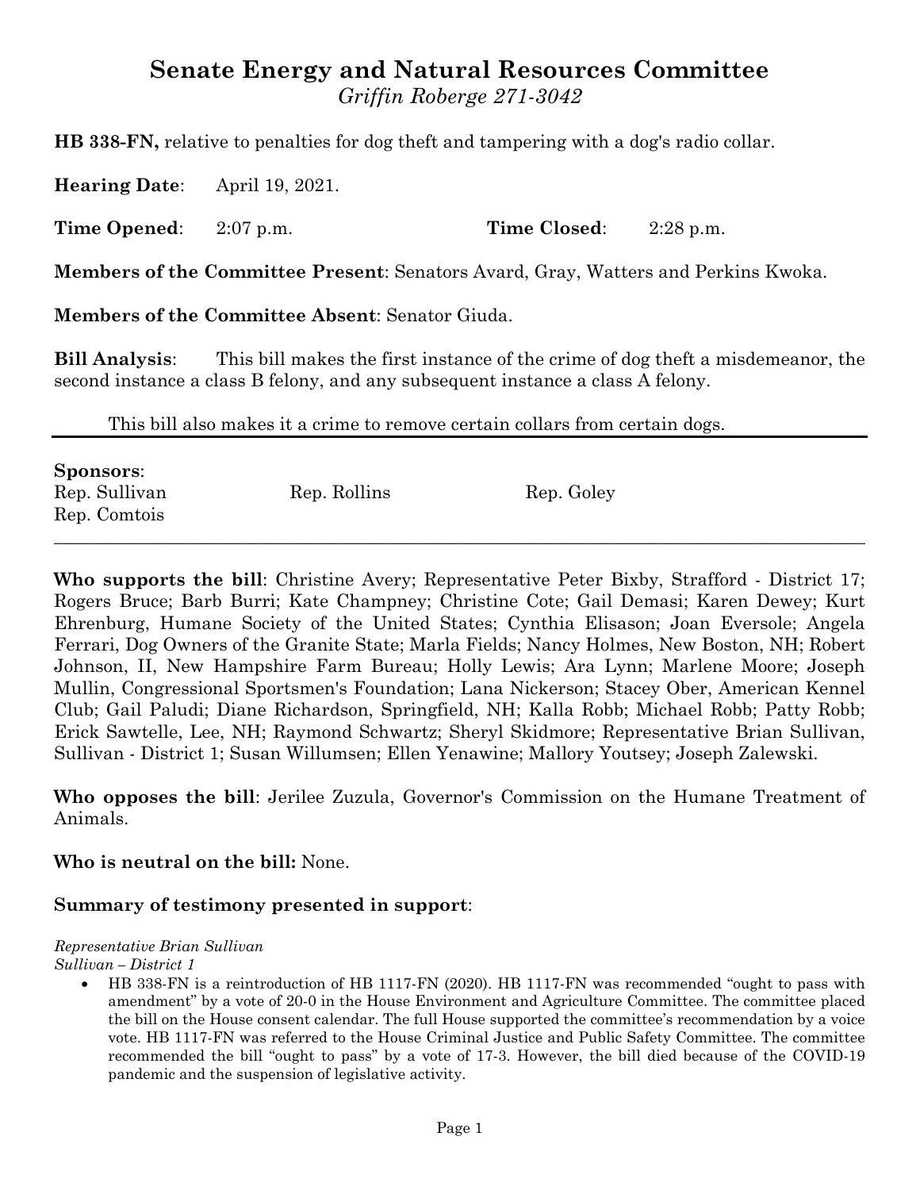# Senate Energy and Natural Resources Committee

*Griffin Roberge 271-3042*

**HB 338-FN,** relative to penalties for dog theft and tampering with a dog's radio collar.

**Hearing Date**: April 19, 2021.

**Time Opened**: 2:07 p.m. **Time Closed**: 2:28 p.m.

**Members of the Committee Present**: Senators Avard, Gray, Watters and Perkins Kwoka.

**Members of the Committee Absent**: Senator Giuda.

**Bill Analysis**: This bill makes the first instance of the crime of dog theft a misdemeanor, the second instance a class B felony, and any subsequent instance a class A felony.

This bill also makes it a crime to remove certain collars from certain dogs.

---

**Sponsors**:

Rep. Sullivan, Rep. Rollins, Rep. Goley, Rep. Comtois

---

**Who supports the bill**: Christine Avery; Representative Peter Bixby, Strafford - District 17; Rogers Bruce; Barb Burri; Kate Champney; Christine Cote; Gail Demasi; Karen Dewey; Kurt Ehrenburg, Humane Society of the United States; Cynthia Elisason; Joan Eversole; Angela Ferrari, Dog Owners of the Granite State; Marla Fields; Nancy Holmes, New Boston, NH; Robert Johnson, II, New Hampshire Farm Bureau; Holly Lewis; Ara Lynn; Marlene Moore; Joseph Mullin, Congressional Sportsmen's Foundation; Lana Nickerson; Stacey Ober, American Kennel Club; Gail Paludi; Diane Richardson, Springfield, NH; Kalla Robb; Michael Robb; Patty Robb; Erick Sawtelle, Lee, NH; Raymond Schwartz; Sheryl Skidmore; Representative Brian Sullivan, Sullivan - District 1; Susan Willumsen; Ellen Yenawine; Mallory Youtsey; Joseph Zalewski.

**Who opposes the bill**: Jerilee Zuzula, Governor's Commission on the Humane Treatment of Animals.

**Who is neutral on the bill:** None.

**Summary of testimony presented in support**:

*Representative Brian Sullivan*
*Sullivan – District 1*

- HB 338-FN is a reintroduction of HB 1117-FN (2020). HB 1117-FN was recommended "ought to pass with amendment" by a vote of 20-0 in the House Environment and Agriculture Committee. The committee placed the bill on the House consent calendar. The full House supported the committee's recommendation by a voice vote. HB 1117-FN was referred to the House Criminal Justice and Public Safety Committee. The committee recommended the bill "ought to pass" by a vote of 17-3. However, the bill died because of the COVID-19 pandemic and the suspension of legislative activity.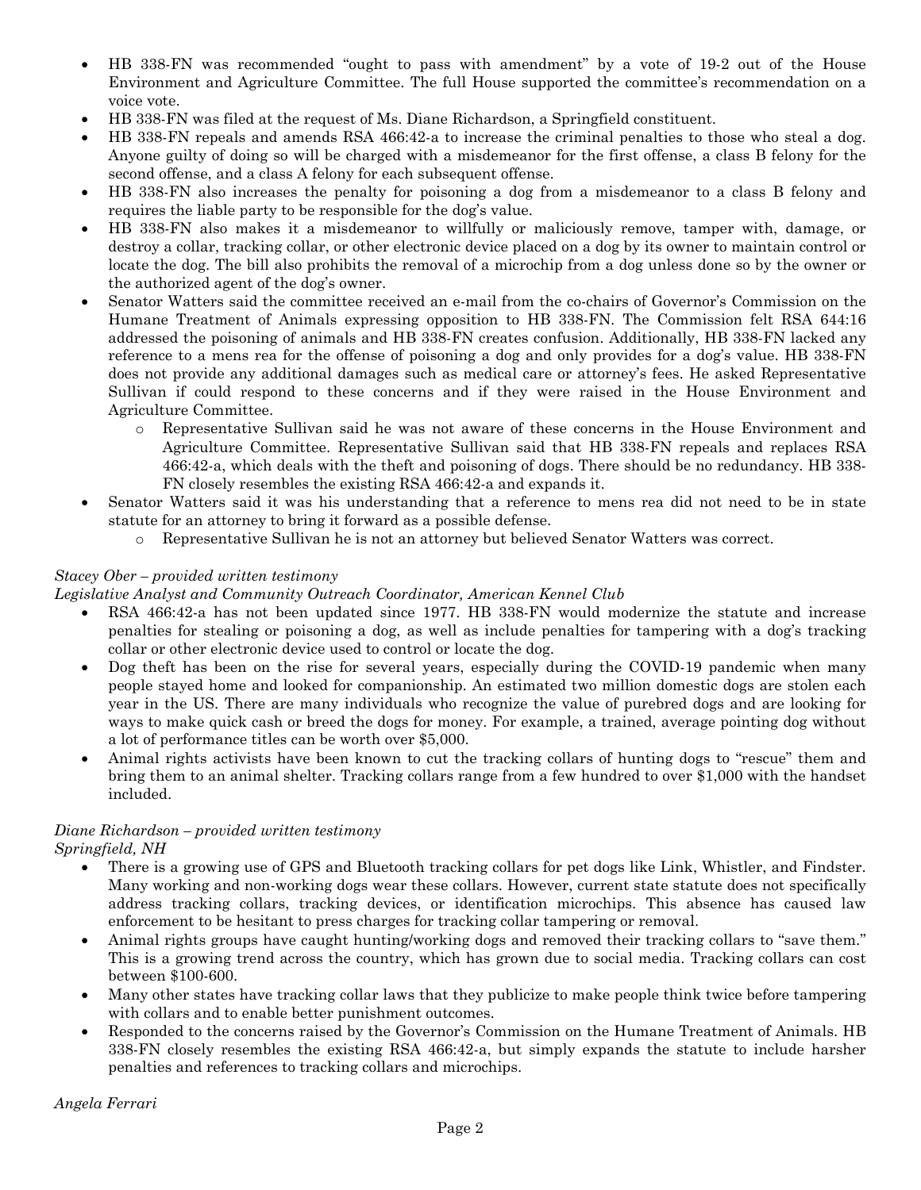- HB 338-FN was recommended "ought to pass with amendment" by a vote of 19-2 out of the House Environment and Agriculture Committee. The full House supported the committee's recommendation on a voice vote.
- HB 338-FN was filed at the request of Ms. Diane Richardson, a Springfield constituent.
- HB 338-FN repeals and amends RSA 466:42-a to increase the criminal penalties to those who steal a dog. Anyone guilty of doing so will be charged with a misdemeanor for the first offense, a class B felony for the second offense, and a class A felony for each subsequent offense.
- HB 338-FN also increases the penalty for poisoning a dog from a misdemeanor to a class B felony and requires the liable party to be responsible for the dog's value.
- HB 338-FN also makes it a misdemeanor to willfully or maliciously remove, tamper with, damage, or destroy a collar, tracking collar, or other electronic device placed on a dog by its owner to maintain control or locate the dog. The bill also prohibits the removal of a microchip from a dog unless done so by the owner or the authorized agent of the dog's owner.
- Senator Watters said the committee received an e-mail from the co-chairs of Governor's Commission on the Humane Treatment of Animals expressing opposition to HB 338-FN. The Commission felt RSA 644:16 addressed the poisoning of animals and HB 338-FN creates confusion. Additionally, HB 338-FN lacked any reference to a mens rea for the offense of poisoning a dog and only provides for a dog's value. HB 338-FN does not provide any additional damages such as medical care or attorney's fees. He asked Representative Sullivan if could respond to these concerns and if they were raised in the House Environment and Agriculture Committee.
  - Representative Sullivan said he was not aware of these concerns in the House Environment and Agriculture Committee. Representative Sullivan said that HB 338-FN repeals and replaces RSA 466:42-a, which deals with the theft and poisoning of dogs. There should be no redundancy. HB 338-FN closely resembles the existing RSA 466:42-a and expands it.
- Senator Watters said it was his understanding that a reference to mens rea did not need to be in state statute for an attorney to bring it forward as a possible defense.
  - Representative Sullivan he is not an attorney but believed Senator Watters was correct.

*Stacey Ober – provided written testimony*
*Legislative Analyst and Community Outreach Coordinator, American Kennel Club*

- RSA 466:42-a has not been updated since 1977. HB 338-FN would modernize the statute and increase penalties for stealing or poisoning a dog, as well as include penalties for tampering with a dog's tracking collar or other electronic device used to control or locate the dog.
- Dog theft has been on the rise for several years, especially during the COVID-19 pandemic when many people stayed home and looked for companionship. An estimated two million domestic dogs are stolen each year in the US. There are many individuals who recognize the value of purebred dogs and are looking for ways to make quick cash or breed the dogs for money. For example, a trained, average pointing dog without a lot of performance titles can be worth over $5,000.
- Animal rights activists have been known to cut the tracking collars of hunting dogs to "rescue" them and bring them to an animal shelter. Tracking collars range from a few hundred to over $1,000 with the handset included.

*Diane Richardson – provided written testimony*
*Springfield, NH*

- There is a growing use of GPS and Bluetooth tracking collars for pet dogs like Link, Whistler, and Findster. Many working and non-working dogs wear these collars. However, current state statute does not specifically address tracking collars, tracking devices, or identification microchips. This absence has caused law enforcement to be hesitant to press charges for tracking collar tampering or removal.
- Animal rights groups have caught hunting/working dogs and removed their tracking collars to "save them." This is a growing trend across the country, which has grown due to social media. Tracking collars can cost between $100-600.
- Many other states have tracking collar laws that they publicize to make people think twice before tampering with collars and to enable better punishment outcomes.
- Responded to the concerns raised by the Governor's Commission on the Humane Treatment of Animals. HB 338-FN closely resembles the existing RSA 466:42-a, but simply expands the statute to include harsher penalties and references to tracking collars and microchips.

*Angela Ferrari*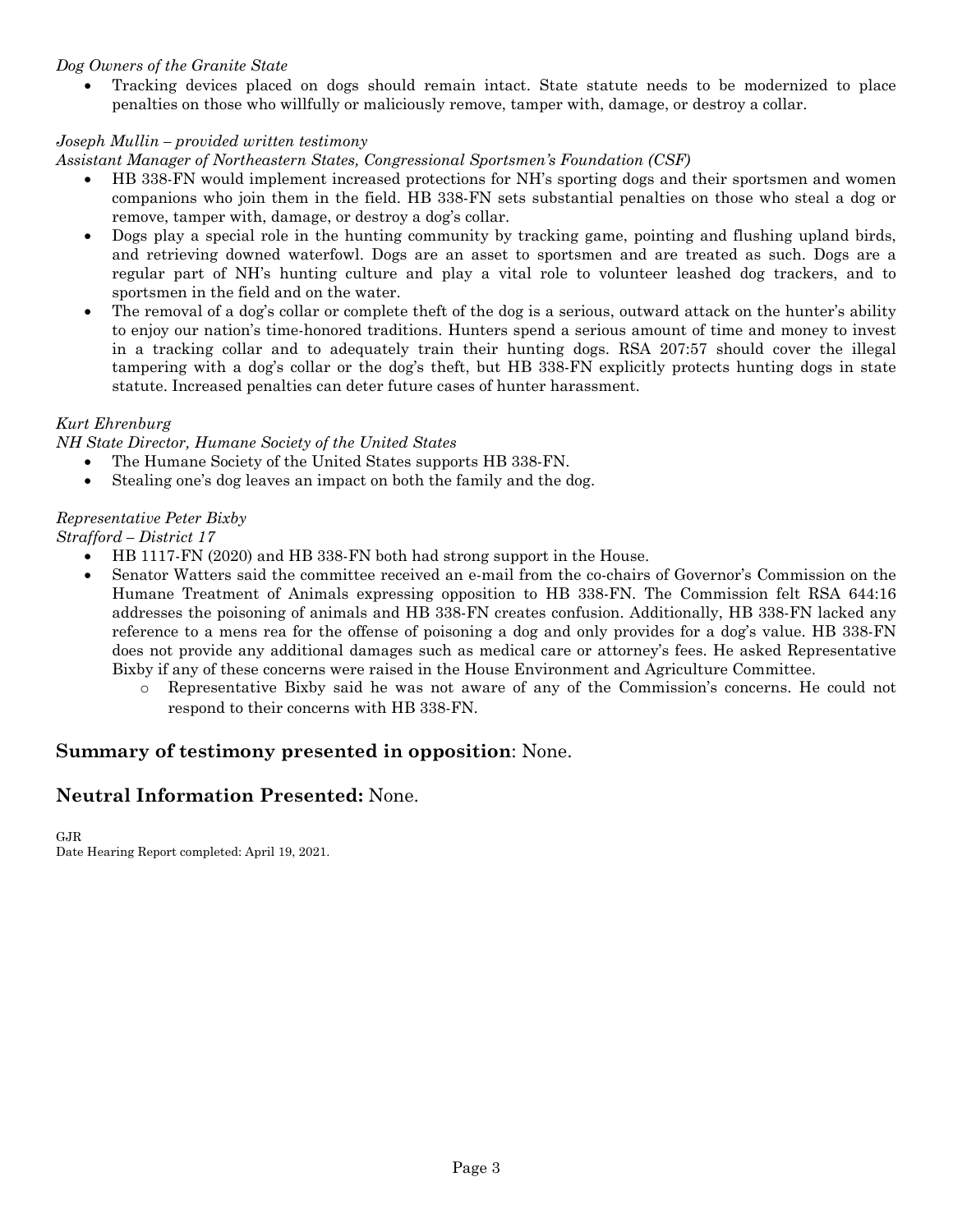*Dog Owners of the Granite State*

- Tracking devices placed on dogs should remain intact. State statute needs to be modernized to place penalties on those who willfully or maliciously remove, tamper with, damage, or destroy a collar.

*Joseph Mullin – provided written testimony*
*Assistant Manager of Northeastern States, Congressional Sportsmen's Foundation (CSF)*

- HB 338-FN would implement increased protections for NH's sporting dogs and their sportsmen and women companions who join them in the field. HB 338-FN sets substantial penalties on those who steal a dog or remove, tamper with, damage, or destroy a dog's collar.
- Dogs play a special role in the hunting community by tracking game, pointing and flushing upland birds, and retrieving downed waterfowl. Dogs are an asset to sportsmen and are treated as such. Dogs are a regular part of NH's hunting culture and play a vital role to volunteer leashed dog trackers, and to sportsmen in the field and on the water.
- The removal of a dog's collar or complete theft of the dog is a serious, outward attack on the hunter's ability to enjoy our nation's time-honored traditions. Hunters spend a serious amount of time and money to invest in a tracking collar and to adequately train their hunting dogs. RSA 207:57 should cover the illegal tampering with a dog's collar or the dog's theft, but HB 338-FN explicitly protects hunting dogs in state statute. Increased penalties can deter future cases of hunter harassment.

*Kurt Ehrenburg*
*NH State Director, Humane Society of the United States*

- The Humane Society of the United States supports HB 338-FN.
- Stealing one's dog leaves an impact on both the family and the dog.

*Representative Peter Bixby*
*Strafford – District 17*

- HB 1117-FN (2020) and HB 338-FN both had strong support in the House.
- Senator Watters said the committee received an e-mail from the co-chairs of Governor's Commission on the Humane Treatment of Animals expressing opposition to HB 338-FN. The Commission felt RSA 644:16 addresses the poisoning of animals and HB 338-FN creates confusion. Additionally, HB 338-FN lacked any reference to a mens rea for the offense of poisoning a dog and only provides for a dog's value. HB 338-FN does not provide any additional damages such as medical care or attorney's fees. He asked Representative Bixby if any of these concerns were raised in the House Environment and Agriculture Committee.
  - Representative Bixby said he was not aware of any of the Commission's concerns. He could not respond to their concerns with HB 338-FN.

## **Summary of testimony presented in opposition**: None.

## **Neutral Information Presented:** None.

GJR
Date Hearing Report completed: April 19, 2021.